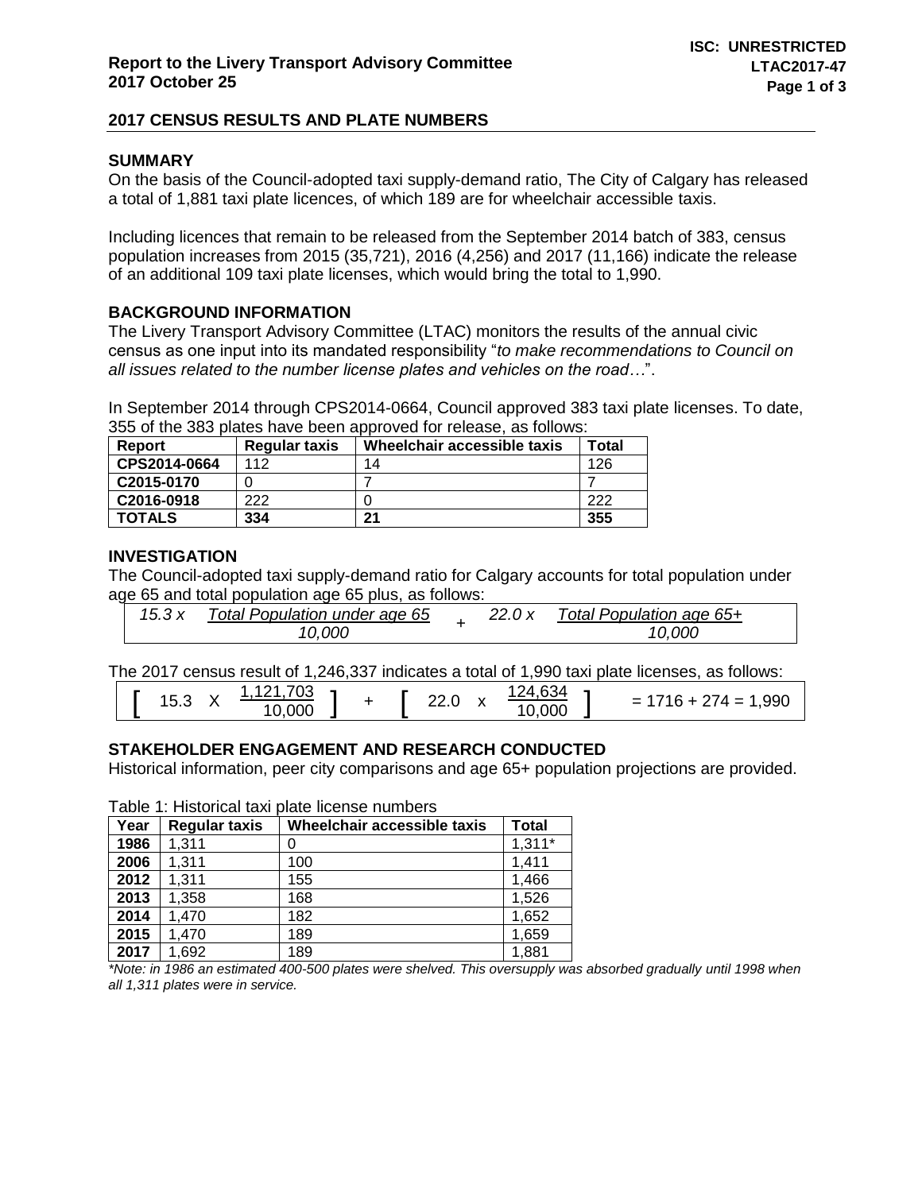**ISC: UNRESTRICTED**
**LTAC2017-47**

**Report to the Livery Transport Advisory Committee**
**2017 October 25**

## 2017 CENSUS RESULTS AND PLATE NUMBERS

### SUMMARY

On the basis of the Council-adopted taxi supply-demand ratio, The City of Calgary has released a total of 1,881 taxi plate licences, of which 189 are for wheelchair accessible taxis.

Including licences that remain to be released from the September 2014 batch of 383, census population increases from 2015 (35,721), 2016 (4,256) and 2017 (11,166) indicate the release of an additional 109 taxi plate licenses, which would bring the total to 1,990.

### BACKGROUND INFORMATION

The Livery Transport Advisory Committee (LTAC) monitors the results of the annual civic census as one input into its mandated responsibility "*to make recommendations to Council on all issues related to the number license plates and vehicles on the road…*".

In September 2014 through CPS2014-0664, Council approved 383 taxi plate licenses. To date, 355 of the 383 plates have been approved for release, as follows:

| Report | Regular taxis | Wheelchair accessible taxis | Total |
|---|---|---|---|
| **CPS2014-0664** | 112 | 14 | 126 |
| **C2015-0170** | 0 | 7 | 7 |
| **C2016-0918** | 222 | 0 | 222 |
| **TOTALS** | **334** | **21** | **355** |

### INVESTIGATION

The Council-adopted taxi supply-demand ratio for Calgary accounts for total population under age 65 and total population age 65 plus, as follows:

$$15.3 \times \frac{\text{Total Population under age 65}}{10{,}000} + 22.0 \times \frac{\text{Total Population age 65+}}{10{,}000}$$

The 2017 census result of 1,246,337 indicates a total of 1,990 taxi plate licenses, as follows:

$$\left[ 15.3 \times \frac{1{,}121{,}703}{10{,}000} \right] + \left[ 22.0 \times \frac{124{,}634}{10{,}000} \right] = 1716 + 274 = 1{,}990$$

### STAKEHOLDER ENGAGEMENT AND RESEARCH CONDUCTED

Historical information, peer city comparisons and age 65+ population projections are provided.

Table 1: Historical taxi plate license numbers

| Year | Regular taxis | Wheelchair accessible taxis | Total |
|---|---|---|---|
| **1986** | 1,311 | 0 | 1,311* |
| **2006** | 1,311 | 100 | 1,411 |
| **2012** | 1,311 | 155 | 1,466 |
| **2013** | 1,358 | 168 | 1,526 |
| **2014** | 1,470 | 182 | 1,652 |
| **2015** | 1,470 | 189 | 1,659 |
| **2017** | 1,692 | 189 | 1,881 |

*\*Note: in 1986 an estimated 400-500 plates were shelved. This oversupply was absorbed gradually until 1998 when all 1,311 plates were in service.*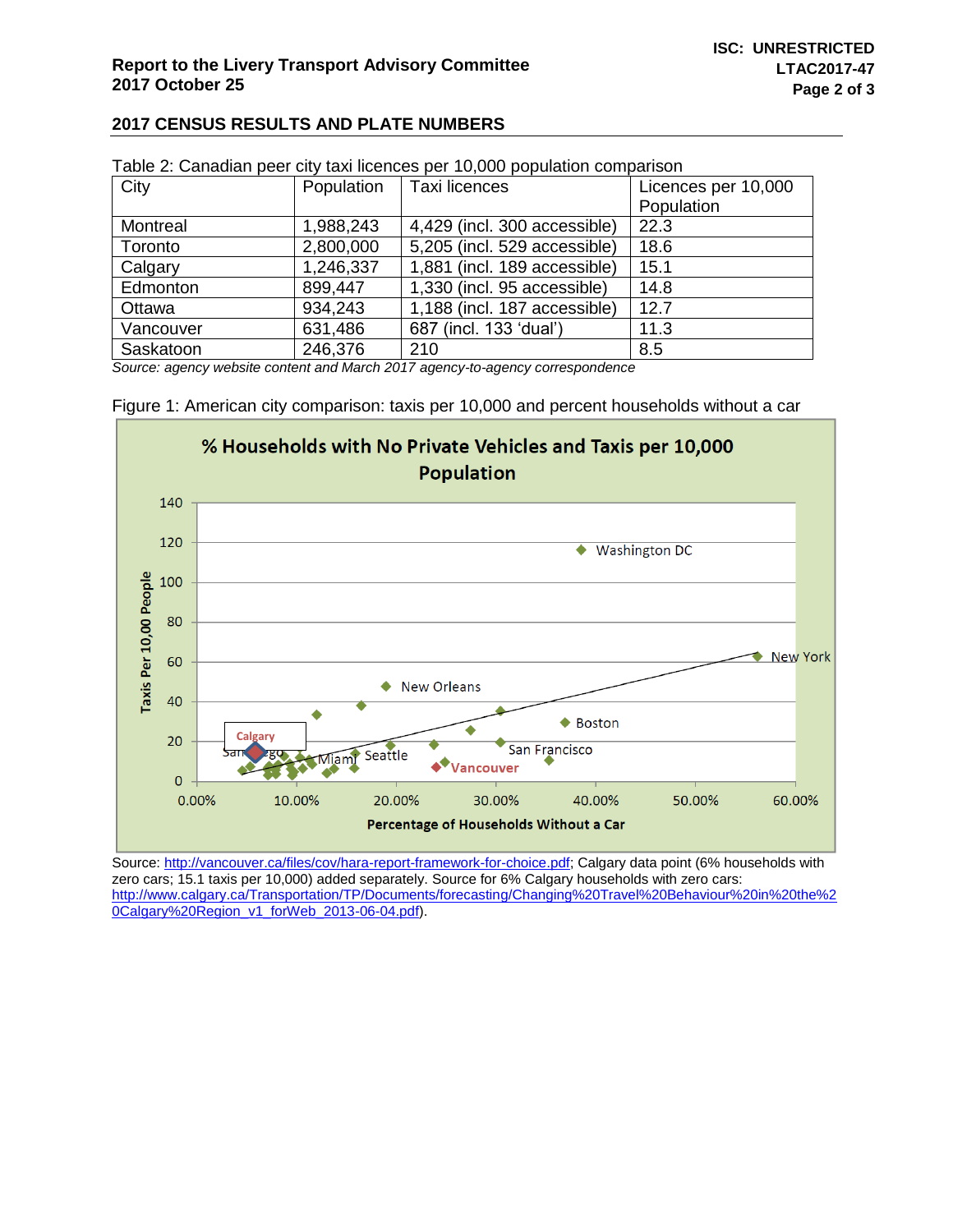## 2017 CENSUS RESULTS AND PLATE NUMBERS

Table 2: Canadian peer city taxi licences per 10,000 population comparison

| City | Population | Taxi licences | Licences per 10,000 Population |
|---|---|---|---|
| Montreal | 1,988,243 | 4,429 (incl. 300 accessible) | 22.3 |
| Toronto | 2,800,000 | 5,205 (incl. 529 accessible) | 18.6 |
| Calgary | 1,246,337 | 1,881 (incl. 189 accessible) | 15.1 |
| Edmonton | 899,447 | 1,330 (incl. 95 accessible) | 14.8 |
| Ottawa | 934,243 | 1,188 (incl. 187 accessible) | 12.7 |
| Vancouver | 631,486 | 687 (incl. 133 'dual') | 11.3 |
| Saskatoon | 246,376 | 210 | 8.5 |

*Source: agency website content and March 2017 agency-to-agency correspondence*

Figure 1: American city comparison: taxis per 10,000 and percent households without a car

Source: http://vancouver.ca/files/cov/hara-report-framework-for-choice.pdf; Calgary data point (6% households with zero cars; 15.1 taxis per 10,000) added separately. Source for 6% Calgary households with zero cars: http://www.calgary.ca/Transportation/TP/Documents/forecasting/Changing%20Travel%20Behaviour%20in%20the%20Calgary%20Region_v1_forWeb_2013-06-04.pdf).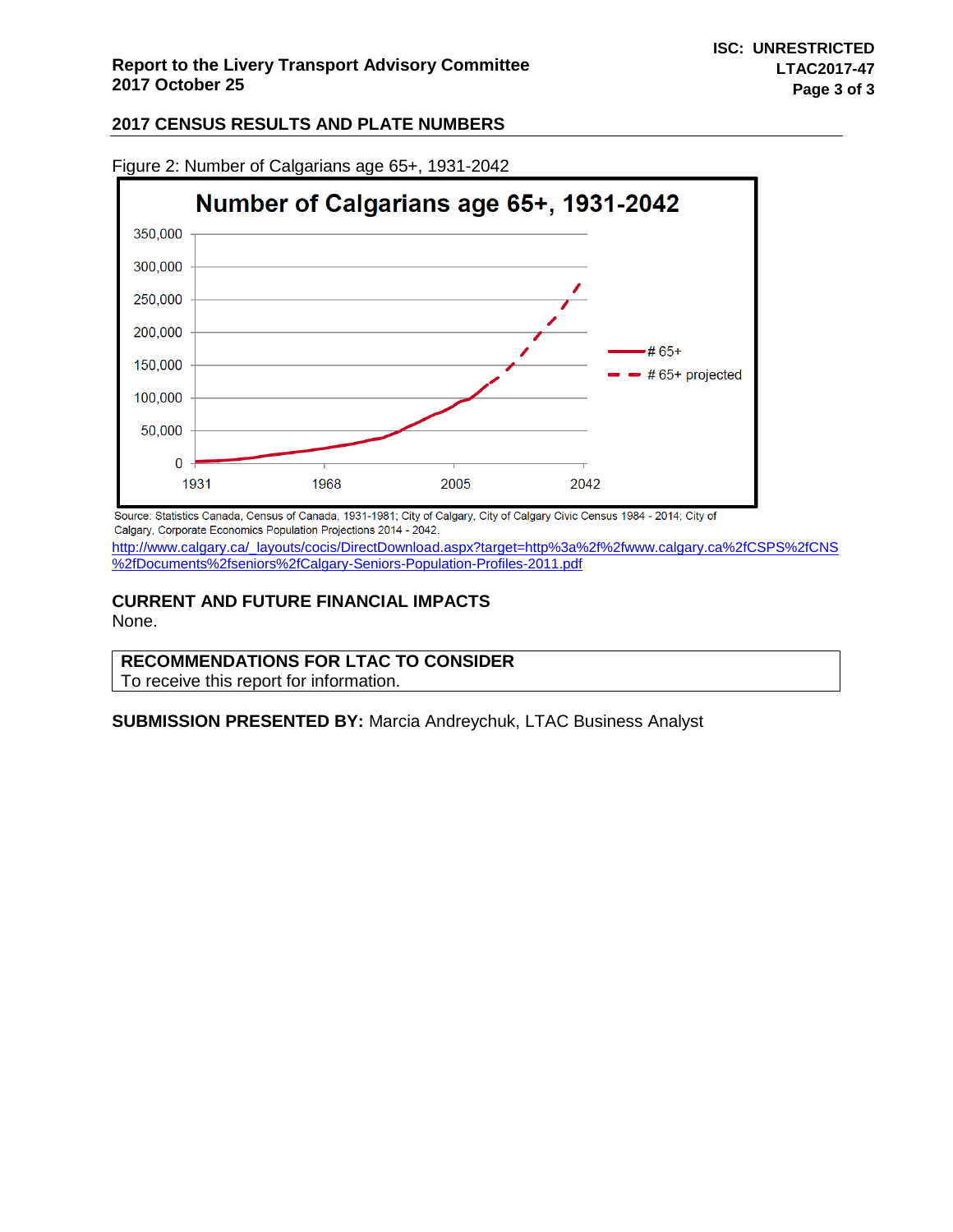## 2017 CENSUS RESULTS AND PLATE NUMBERS

Figure 2: Number of Calgarians age 65+, 1931-2042

Number of Calgarians age 65+, 1931-2042

350,000
300,000
250,000
200,000
150,000
100,000
50,000
0

1931
1968
2005
2042

# 65+
# 65+ projected

Source: Statistics Canada, Census of Canada, 1931-1981; City of Calgary, City of Calgary Civic Census 1984 - 2014; City of Calgary, Corporate Economics Population Projections 2014 - 2042.

http://www.calgary.ca/_layouts/cocis/DirectDownload.aspx?target=http%3a%2f%2fwww.calgary.ca%2fCSPS%2fCNS%2fDocuments%2fseniors%2fCalgary-Seniors-Population-Profiles-2011.pdf

## CURRENT AND FUTURE FINANCIAL IMPACTS

None.

| **RECOMMENDATIONS FOR LTAC TO CONSIDER** |
| --- |
| To receive this report for information. |

**SUBMISSION PRESENTED BY:** Marcia Andreychuk, LTAC Business Analyst